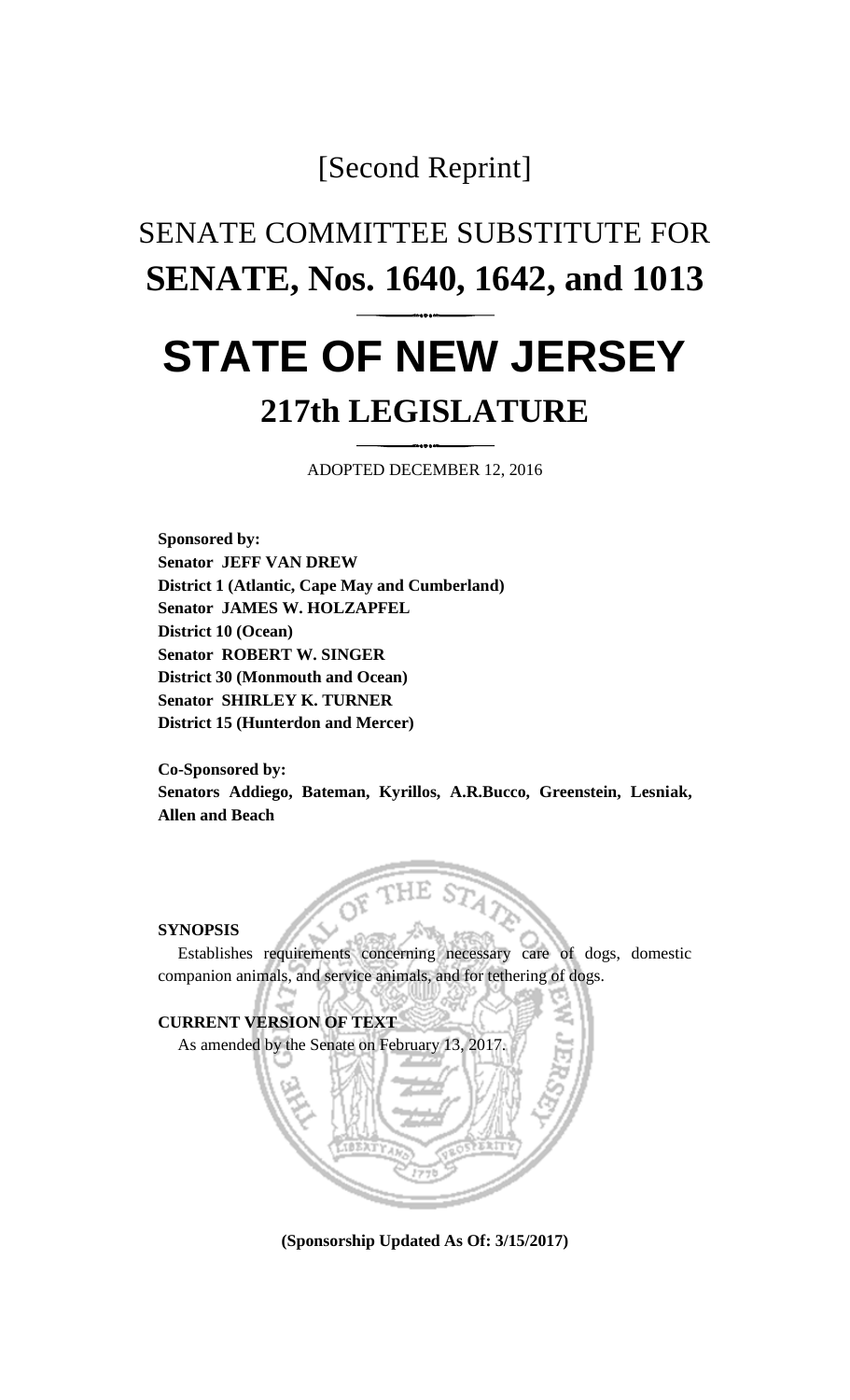[Second Reprint]

# SENATE COMMITTEE SUBSTITUTE FOR **SENATE, Nos. 1640, 1642, and 1013**

# STATE OF NEW JERSEY

## 217th LEGISLATURE

ADOPTED DECEMBER 12, 2016

**Sponsored by:**
**Senator JEFF VAN DREW**
**District 1 (Atlantic, Cape May and Cumberland)**
**Senator JAMES W. HOLZAPFEL**
**District 10 (Ocean)**
**Senator ROBERT W. SINGER**
**District 30 (Monmouth and Ocean)**
**Senator SHIRLEY K. TURNER**
**District 15 (Hunterdon and Mercer)**

**Co-Sponsored by:**
**Senators Addiego, Bateman, Kyrillos, A.R.Bucco, Greenstein, Lesniak, Allen and Beach**

**SYNOPSIS**

Establishes requirements concerning necessary care of dogs, domestic companion animals, and service animals, and for tethering of dogs.

**CURRENT VERSION OF TEXT**

As amended by the Senate on February 13, 2017.

**(Sponsorship Updated As Of: 3/15/2017)**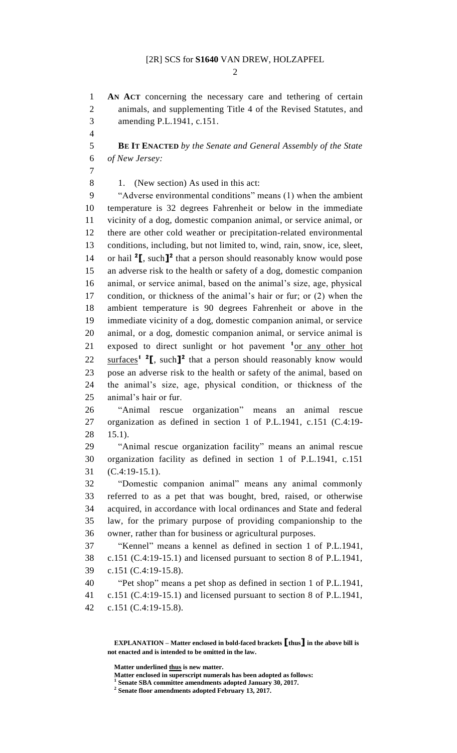**AN ACT** concerning the necessary care and tethering of certain animals, and supplementing Title 4 of the Revised Statutes, and amending P.L.1941, c.151.

**BE IT ENACTED** *by the Senate and General Assembly of the State of New Jersey:*

1. (New section) As used in this act:

"Adverse environmental conditions" means (1) when the ambient temperature is 32 degrees Fahrenheit or below in the immediate vicinity of a dog, domestic companion animal, or service animal, or there are other cold weather or precipitation-related environmental conditions, including, but not limited to, wind, rain, snow, ice, sleet, or hail [2]**[**, such**]**[2] that a person should reasonably know would pose an adverse risk to the health or safety of a dog, domestic companion animal, or service animal, based on the animal's size, age, physical condition, or thickness of the animal's hair or fur; or (2) when the ambient temperature is 90 degrees Fahrenheit or above in the immediate vicinity of a dog, domestic companion animal, or service animal, or a dog, domestic companion animal, or service animal is exposed to direct sunlight or hot pavement [1]<u>or any other hot surfaces</u>[1] [2]**[**, such**]**[2] that a person should reasonably know would pose an adverse risk to the health or safety of the animal, based on the animal's size, age, physical condition, or thickness of the animal's hair or fur.

"Animal rescue organization" means an animal rescue organization as defined in section 1 of P.L.1941, c.151 (C.4:19-15.1).

"Animal rescue organization facility" means an animal rescue organization facility as defined in section 1 of P.L.1941, c.151 (C.4:19-15.1).

"Domestic companion animal" means any animal commonly referred to as a pet that was bought, bred, raised, or otherwise acquired, in accordance with local ordinances and State and federal law, for the primary purpose of providing companionship to the owner, rather than for business or agricultural purposes.

"Kennel" means a kennel as defined in section 1 of P.L.1941, c.151 (C.4:19-15.1) and licensed pursuant to section 8 of P.L.1941, c.151 (C.4:19-15.8).

"Pet shop" means a pet shop as defined in section 1 of P.L.1941, c.151 (C.4:19-15.1) and licensed pursuant to section 8 of P.L.1941, c.151 (C.4:19-15.8).

**EXPLANATION – Matter enclosed in bold-faced brackets [thus] in the above bill is not enacted and is intended to be omitted in the law.**

**Matter underlined <u>thus</u> is new matter.**
**Matter enclosed in superscript numerals has been adopted as follows:**
[1] **Senate SBA committee amendments adopted January 30, 2017.**
[2] **Senate floor amendments adopted February 13, 2017.**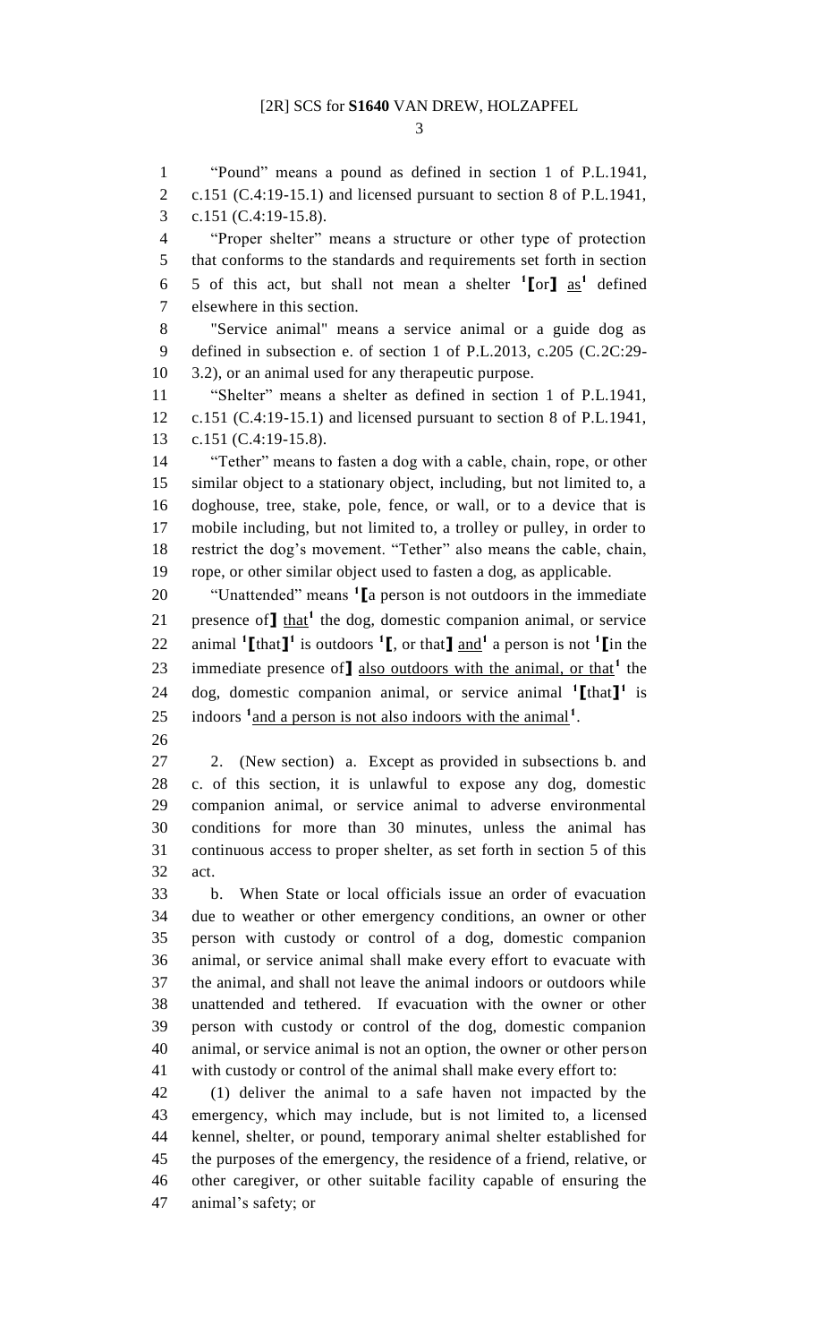"Pound" means a pound as defined in section 1 of P.L.1941, c.151 (C.4:19-15.1) and licensed pursuant to section 8 of P.L.1941, c.151 (C.4:19-15.8).

"Proper shelter" means a structure or other type of protection that conforms to the standards and requirements set forth in section 5 of this act, but shall not mean a shelter [1]**[**or**]** as[1] defined elsewhere in this section.

"Service animal" means a service animal or a guide dog as defined in subsection e. of section 1 of P.L.2013, c.205 (C.2C:29-3.2), or an animal used for any therapeutic purpose.

"Shelter" means a shelter as defined in section 1 of P.L.1941, c.151 (C.4:19-15.1) and licensed pursuant to section 8 of P.L.1941, c.151 (C.4:19-15.8).

"Tether" means to fasten a dog with a cable, chain, rope, or other similar object to a stationary object, including, but not limited to, a doghouse, tree, stake, pole, fence, or wall, or to a device that is mobile including, but not limited to, a trolley or pulley, in order to restrict the dog's movement. "Tether" also means the cable, chain, rope, or other similar object used to fasten a dog, as applicable.

"Unattended" means [1]**[**a person is not outdoors in the immediate presence of**]** that[1] the dog, domestic companion animal, or service animal [1]**[**that**]**[1] is outdoors [1]**[**, or that**]** and[1] a person is not [1]**[**in the immediate presence of**]** also outdoors with the animal, or that[1] the dog, domestic companion animal, or service animal [1]**[**that**]**[1] is indoors [1]and a person is not also indoors with the animal[1].

2. (New section) a. Except as provided in subsections b. and c. of this section, it is unlawful to expose any dog, domestic companion animal, or service animal to adverse environmental conditions for more than 30 minutes, unless the animal has continuous access to proper shelter, as set forth in section 5 of this act.

b. When State or local officials issue an order of evacuation due to weather or other emergency conditions, an owner or other person with custody or control of a dog, domestic companion animal, or service animal shall make every effort to evacuate with the animal, and shall not leave the animal indoors or outdoors while unattended and tethered. If evacuation with the owner or other person with custody or control of the dog, domestic companion animal, or service animal is not an option, the owner or other person with custody or control of the animal shall make every effort to:

(1) deliver the animal to a safe haven not impacted by the emergency, which may include, but is not limited to, a licensed kennel, shelter, or pound, temporary animal shelter established for the purposes of the emergency, the residence of a friend, relative, or other caregiver, or other suitable facility capable of ensuring the animal's safety; or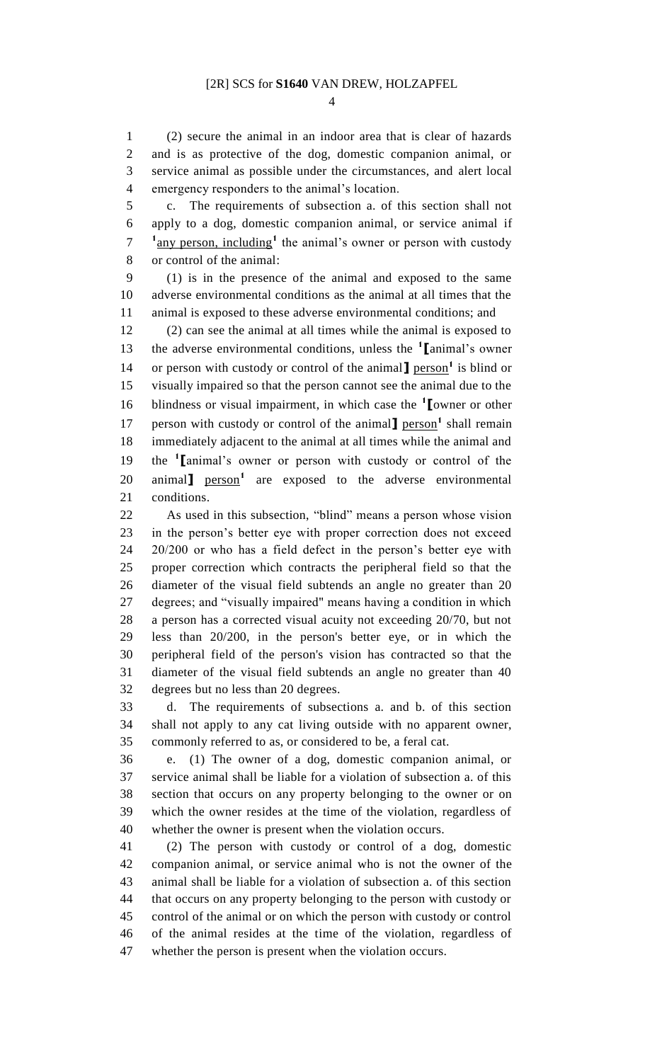(2) secure the animal in an indoor area that is clear of hazards and is as protective of the dog, domestic companion animal, or service animal as possible under the circumstances, and alert local emergency responders to the animal's location.

c. The requirements of subsection a. of this section shall not apply to a dog, domestic companion animal, or service animal if [1]any person, including[1] the animal's owner or person with custody or control of the animal:

(1) is in the presence of the animal and exposed to the same adverse environmental conditions as the animal at all times that the animal is exposed to these adverse environmental conditions; and

(2) can see the animal at all times while the animal is exposed to the adverse environmental conditions, unless the [1]**[**animal's owner or person with custody or control of the animal**]** person[1] is blind or visually impaired so that the person cannot see the animal due to the blindness or visual impairment, in which case the [1]**[**owner or other person with custody or control of the animal**]** person[1] shall remain immediately adjacent to the animal at all times while the animal and the [1]**[**animal's owner or person with custody or control of the animal**]** person[1] are exposed to the adverse environmental conditions.

As used in this subsection, "blind" means a person whose vision in the person's better eye with proper correction does not exceed 20/200 or who has a field defect in the person's better eye with proper correction which contracts the peripheral field so that the diameter of the visual field subtends an angle no greater than 20 degrees; and "visually impaired" means having a condition in which a person has a corrected visual acuity not exceeding 20/70, but not less than 20/200, in the person's better eye, or in which the peripheral field of the person's vision has contracted so that the diameter of the visual field subtends an angle no greater than 40 degrees but no less than 20 degrees.

d. The requirements of subsections a. and b. of this section shall not apply to any cat living outside with no apparent owner, commonly referred to as, or considered to be, a feral cat.

e. (1) The owner of a dog, domestic companion animal, or service animal shall be liable for a violation of subsection a. of this section that occurs on any property belonging to the owner or on which the owner resides at the time of the violation, regardless of whether the owner is present when the violation occurs.

(2) The person with custody or control of a dog, domestic companion animal, or service animal who is not the owner of the animal shall be liable for a violation of subsection a. of this section that occurs on any property belonging to the person with custody or control of the animal or on which the person with custody or control of the animal resides at the time of the violation, regardless of whether the person is present when the violation occurs.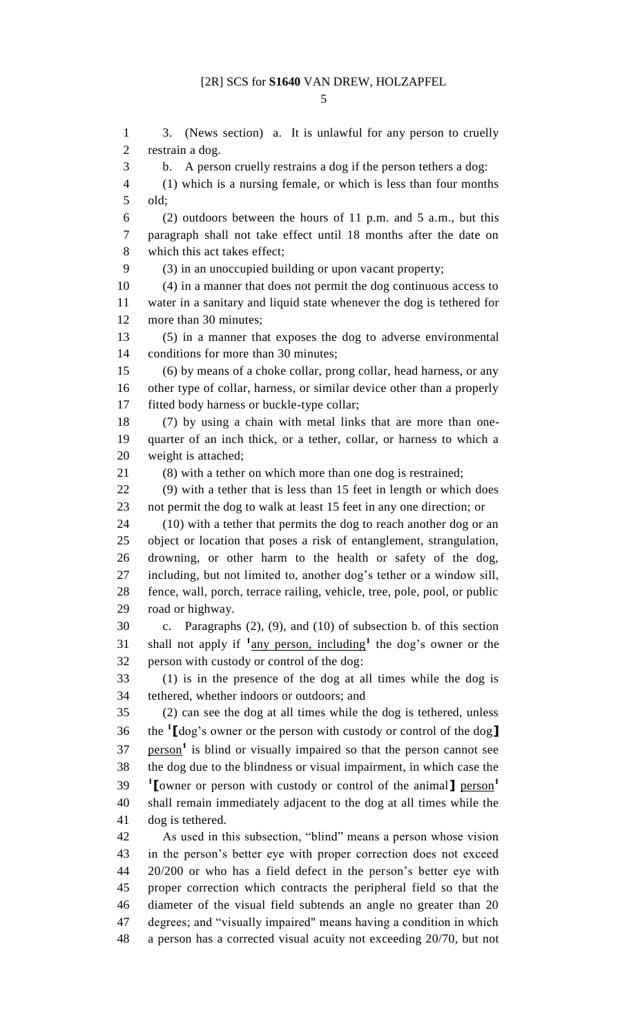3. (News section) a. It is unlawful for any person to cruelly restrain a dog.

b. A person cruelly restrains a dog if the person tethers a dog:

(1) which is a nursing female, or which is less than four months old;

(2) outdoors between the hours of 11 p.m. and 5 a.m., but this paragraph shall not take effect until 18 months after the date on which this act takes effect;

(3) in an unoccupied building or upon vacant property;

(4) in a manner that does not permit the dog continuous access to water in a sanitary and liquid state whenever the dog is tethered for more than 30 minutes;

(5) in a manner that exposes the dog to adverse environmental conditions for more than 30 minutes;

(6) by means of a choke collar, prong collar, head harness, or any other type of collar, harness, or similar device other than a properly fitted body harness or buckle-type collar;

(7) by using a chain with metal links that are more than one-quarter of an inch thick, or a tether, collar, or harness to which a weight is attached;

(8) with a tether on which more than one dog is restrained;

(9) with a tether that is less than 15 feet in length or which does not permit the dog to walk at least 15 feet in any one direction; or

(10) with a tether that permits the dog to reach another dog or an object or location that poses a risk of entanglement, strangulation, drowning, or other harm to the health or safety of the dog, including, but not limited to, another dog's tether or a window sill, fence, wall, porch, terrace railing, vehicle, tree, pole, pool, or public road or highway.

c. Paragraphs (2), (9), and (10) of subsection b. of this section shall not apply if [1]<u>any person, including</u>[1] the dog's owner or the person with custody or control of the dog:

(1) is in the presence of the dog at all times while the dog is tethered, whether indoors or outdoors; and

(2) can see the dog at all times while the dog is tethered, unless the [1]【dog's owner or the person with custody or control of the dog】 <u>person</u>[1] is blind or visually impaired so that the person cannot see the dog due to the blindness or visual impairment, in which case the [1]【owner or person with custody or control of the animal】 <u>person</u>[1] shall remain immediately adjacent to the dog at all times while the dog is tethered.

As used in this subsection, "blind" means a person whose vision in the person's better eye with proper correction does not exceed 20/200 or who has a field defect in the person's better eye with proper correction which contracts the peripheral field so that the diameter of the visual field subtends an angle no greater than 20 degrees; and "visually impaired" means having a condition in which a person has a corrected visual acuity not exceeding 20/70, but not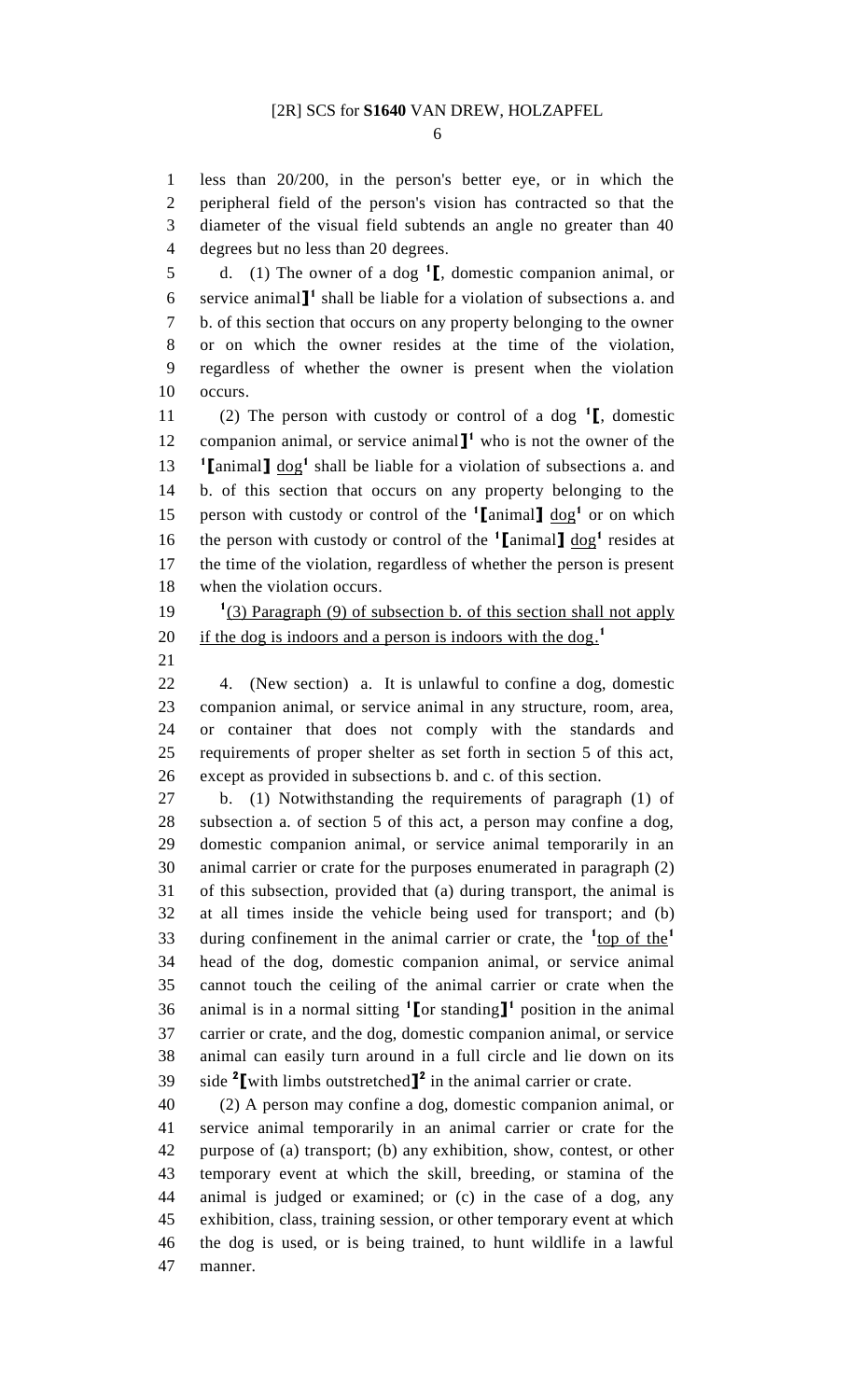less than 20/200, in the person's better eye, or in which the peripheral field of the person's vision has contracted so that the diameter of the visual field subtends an angle no greater than 40 degrees but no less than 20 degrees.

d. (1) The owner of a dog [1]⟦, domestic companion animal, or service animal⟧[1] shall be liable for a violation of subsections a. and b. of this section that occurs on any property belonging to the owner or on which the owner resides at the time of the violation, regardless of whether the owner is present when the violation occurs.

(2) The person with custody or control of a dog [1]⟦, domestic companion animal, or service animal⟧[1] who is not the owner of the [1]⟦animal⟧ dog[1] shall be liable for a violation of subsections a. and b. of this section that occurs on any property belonging to the person with custody or control of the [1]⟦animal⟧ dog[1] or on which the person with custody or control of the [1]⟦animal⟧ dog[1] resides at the time of the violation, regardless of whether the person is present when the violation occurs.

[1](3) Paragraph (9) of subsection b. of this section shall not apply if the dog is indoors and a person is indoors with the dog.[1]

4. (New section) a. It is unlawful to confine a dog, domestic companion animal, or service animal in any structure, room, area, or container that does not comply with the standards and requirements of proper shelter as set forth in section 5 of this act, except as provided in subsections b. and c. of this section.

b. (1) Notwithstanding the requirements of paragraph (1) of subsection a. of section 5 of this act, a person may confine a dog, domestic companion animal, or service animal temporarily in an animal carrier or crate for the purposes enumerated in paragraph (2) of this subsection, provided that (a) during transport, the animal is at all times inside the vehicle being used for transport; and (b) during confinement in the animal carrier or crate, the [1]top of the[1] head of the dog, domestic companion animal, or service animal cannot touch the ceiling of the animal carrier or crate when the animal is in a normal sitting [1]⟦or standing⟧[1] position in the animal carrier or crate, and the dog, domestic companion animal, or service animal can easily turn around in a full circle and lie down on its side [2]⟦with limbs outstretched⟧[2] in the animal carrier or crate.

(2) A person may confine a dog, domestic companion animal, or service animal temporarily in an animal carrier or crate for the purpose of (a) transport; (b) any exhibition, show, contest, or other temporary event at which the skill, breeding, or stamina of the animal is judged or examined; or (c) in the case of a dog, any exhibition, class, training session, or other temporary event at which the dog is used, or is being trained, to hunt wildlife in a lawful manner.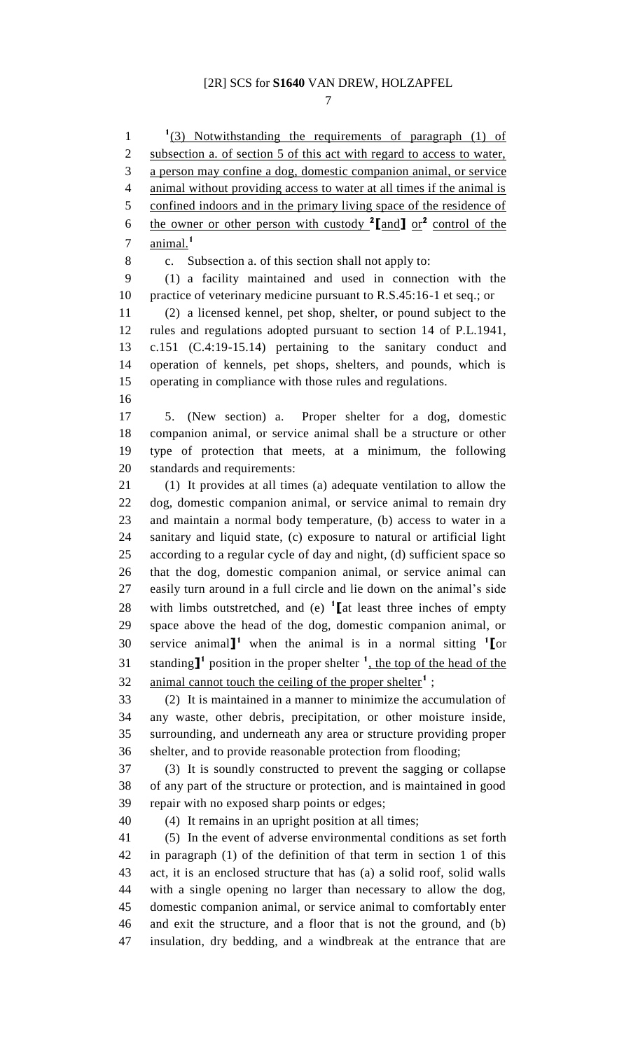[1](3) Notwithstanding the requirements of paragraph (1) of subsection a. of section 5 of this act with regard to access to water, a person may confine a dog, domestic companion animal, or service animal without providing access to water at all times if the animal is confined indoors and in the primary living space of the residence of the owner or other person with custody [2][and] or[2] control of the animal.[1]

c. Subsection a. of this section shall not apply to:

(1) a facility maintained and used in connection with the practice of veterinary medicine pursuant to R.S.45:16-1 et seq.; or

(2) a licensed kennel, pet shop, shelter, or pound subject to the rules and regulations adopted pursuant to section 14 of P.L.1941, c.151 (C.4:19-15.14) pertaining to the sanitary conduct and operation of kennels, pet shops, shelters, and pounds, which is operating in compliance with those rules and regulations.

5. (New section) a. Proper shelter for a dog, domestic companion animal, or service animal shall be a structure or other type of protection that meets, at a minimum, the following standards and requirements:

(1) It provides at all times (a) adequate ventilation to allow the dog, domestic companion animal, or service animal to remain dry and maintain a normal body temperature, (b) access to water in a sanitary and liquid state, (c) exposure to natural or artificial light according to a regular cycle of day and night, (d) sufficient space so that the dog, domestic companion animal, or service animal can easily turn around in a full circle and lie down on the animal's side with limbs outstretched, and (e) [1][at least three inches of empty space above the head of the dog, domestic companion animal, or service animal][1] when the animal is in a normal sitting [1][or standing][1] position in the proper shelter [1], the top of the head of the animal cannot touch the ceiling of the proper shelter[1] ;

(2) It is maintained in a manner to minimize the accumulation of any waste, other debris, precipitation, or other moisture inside, surrounding, and underneath any area or structure providing proper shelter, and to provide reasonable protection from flooding;

(3) It is soundly constructed to prevent the sagging or collapse of any part of the structure or protection, and is maintained in good repair with no exposed sharp points or edges;

(4) It remains in an upright position at all times;

(5) In the event of adverse environmental conditions as set forth in paragraph (1) of the definition of that term in section 1 of this act, it is an enclosed structure that has (a) a solid roof, solid walls with a single opening no larger than necessary to allow the dog, domestic companion animal, or service animal to comfortably enter and exit the structure, and a floor that is not the ground, and (b) insulation, dry bedding, and a windbreak at the entrance that are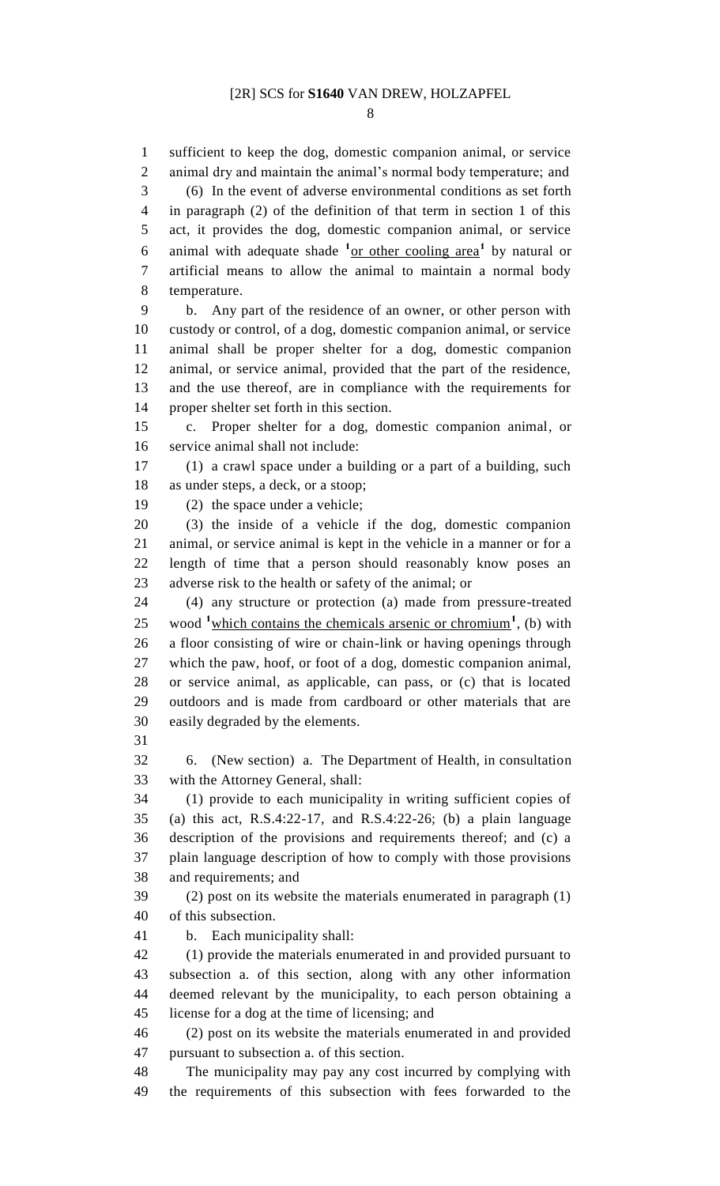sufficient to keep the dog, domestic companion animal, or service animal dry and maintain the animal's normal body temperature; and

(6) In the event of adverse environmental conditions as set forth in paragraph (2) of the definition of that term in section 1 of this act, it provides the dog, domestic companion animal, or service animal with adequate shade [1]or other cooling area[1] by natural or artificial means to allow the animal to maintain a normal body temperature.

b. Any part of the residence of an owner, or other person with custody or control, of a dog, domestic companion animal, or service animal shall be proper shelter for a dog, domestic companion animal, or service animal, provided that the part of the residence, and the use thereof, are in compliance with the requirements for proper shelter set forth in this section.

c. Proper shelter for a dog, domestic companion animal, or service animal shall not include:

(1) a crawl space under a building or a part of a building, such as under steps, a deck, or a stoop;

(2) the space under a vehicle;

(3) the inside of a vehicle if the dog, domestic companion animal, or service animal is kept in the vehicle in a manner or for a length of time that a person should reasonably know poses an adverse risk to the health or safety of the animal; or

(4) any structure or protection (a) made from pressure-treated wood [1]which contains the chemicals arsenic or chromium[1], (b) with a floor consisting of wire or chain-link or having openings through which the paw, hoof, or foot of a dog, domestic companion animal, or service animal, as applicable, can pass, or (c) that is located outdoors and is made from cardboard or other materials that are easily degraded by the elements.

6. (New section) a. The Department of Health, in consultation with the Attorney General, shall:

(1) provide to each municipality in writing sufficient copies of (a) this act, R.S.4:22-17, and R.S.4:22-26; (b) a plain language description of the provisions and requirements thereof; and (c) a plain language description of how to comply with those provisions and requirements; and

(2) post on its website the materials enumerated in paragraph (1) of this subsection.

b. Each municipality shall:

(1) provide the materials enumerated in and provided pursuant to subsection a. of this section, along with any other information deemed relevant by the municipality, to each person obtaining a license for a dog at the time of licensing; and

(2) post on its website the materials enumerated in and provided pursuant to subsection a. of this section.

The municipality may pay any cost incurred by complying with the requirements of this subsection with fees forwarded to the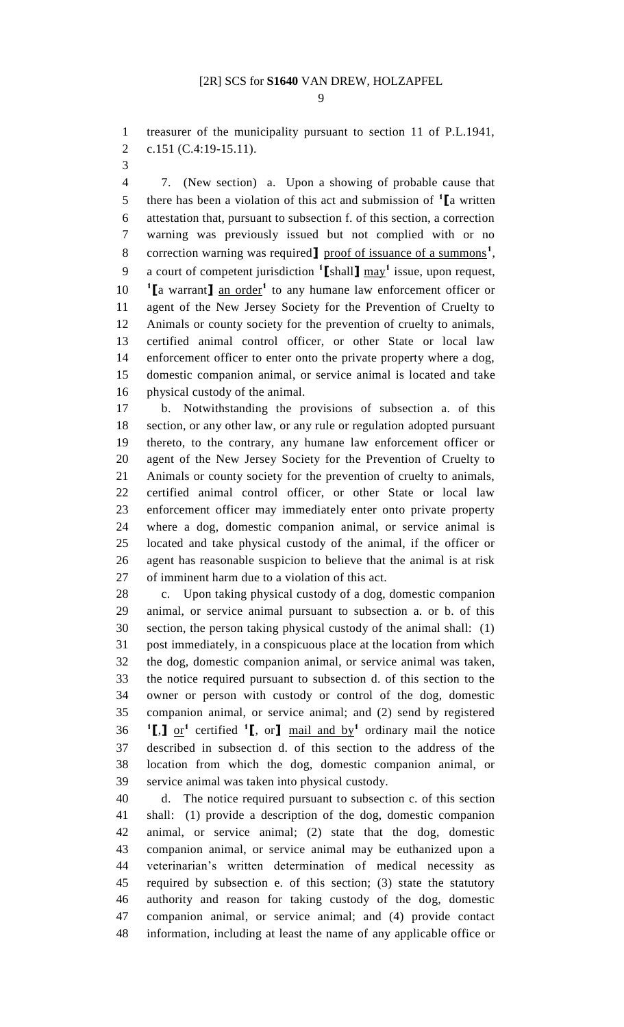treasurer of the municipality pursuant to section 11 of P.L.1941, c.151 (C.4:19-15.11).

7. (New section) a. Upon a showing of probable cause that there has been a violation of this act and submission of [1]【a written attestation that, pursuant to subsection f. of this section, a correction warning was previously issued but not complied with or no correction warning was required】 proof of issuance of a summons[1], a court of competent jurisdiction [1]【shall】 may[1] issue, upon request, [1]【a warrant】 an order[1] to any humane law enforcement officer or agent of the New Jersey Society for the Prevention of Cruelty to Animals or county society for the prevention of cruelty to animals, certified animal control officer, or other State or local law enforcement officer to enter onto the private property where a dog, domestic companion animal, or service animal is located and take physical custody of the animal.

b. Notwithstanding the provisions of subsection a. of this section, or any other law, or any rule or regulation adopted pursuant thereto, to the contrary, any humane law enforcement officer or agent of the New Jersey Society for the Prevention of Cruelty to Animals or county society for the prevention of cruelty to animals, certified animal control officer, or other State or local law enforcement officer may immediately enter onto private property where a dog, domestic companion animal, or service animal is located and take physical custody of the animal, if the officer or agent has reasonable suspicion to believe that the animal is at risk of imminent harm due to a violation of this act.

c. Upon taking physical custody of a dog, domestic companion animal, or service animal pursuant to subsection a. or b. of this section, the person taking physical custody of the animal shall: (1) post immediately, in a conspicuous place at the location from which the dog, domestic companion animal, or service animal was taken, the notice required pursuant to subsection d. of this section to the owner or person with custody or control of the dog, domestic companion animal, or service animal; and (2) send by registered [1]【,】 or[1] certified [1]【, or】 mail and by[1] ordinary mail the notice described in subsection d. of this section to the address of the location from which the dog, domestic companion animal, or service animal was taken into physical custody.

d. The notice required pursuant to subsection c. of this section shall: (1) provide a description of the dog, domestic companion animal, or service animal; (2) state that the dog, domestic companion animal, or service animal may be euthanized upon a veterinarian's written determination of medical necessity as required by subsection e. of this section; (3) state the statutory authority and reason for taking custody of the dog, domestic companion animal, or service animal; and (4) provide contact information, including at least the name of any applicable office or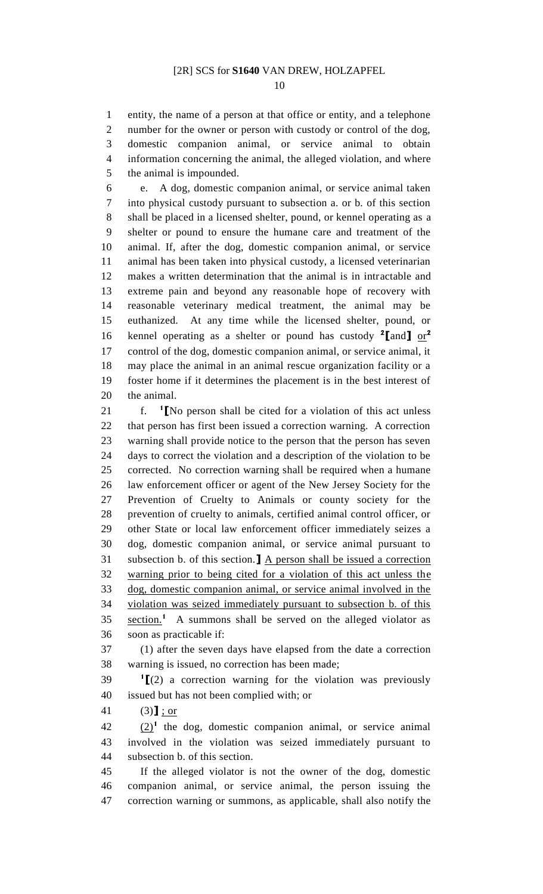entity, the name of a person at that office or entity, and a telephone number for the owner or person with custody or control of the dog, domestic companion animal, or service animal to obtain information concerning the animal, the alleged violation, and where the animal is impounded.

e. A dog, domestic companion animal, or service animal taken into physical custody pursuant to subsection a. or b. of this section shall be placed in a licensed shelter, pound, or kennel operating as a shelter or pound to ensure the humane care and treatment of the animal. If, after the dog, domestic companion animal, or service animal has been taken into physical custody, a licensed veterinarian makes a written determination that the animal is in intractable and extreme pain and beyond any reasonable hope of recovery with reasonable veterinary medical treatment, the animal may be euthanized. At any time while the licensed shelter, pound, or kennel operating as a shelter or pound has custody [2]【and】 or[2] control of the dog, domestic companion animal, or service animal, it may place the animal in an animal rescue organization facility or a foster home if it determines the placement is in the best interest of the animal.

f. [1]【No person shall be cited for a violation of this act unless that person has first been issued a correction warning. A correction warning shall provide notice to the person that the person has seven days to correct the violation and a description of the violation to be corrected. No correction warning shall be required when a humane law enforcement officer or agent of the New Jersey Society for the Prevention of Cruelty to Animals or county society for the prevention of cruelty to animals, certified animal control officer, or other State or local law enforcement officer immediately seizes a dog, domestic companion animal, or service animal pursuant to subsection b. of this section.】 A person shall be issued a correction warning prior to being cited for a violation of this act unless the dog, domestic companion animal, or service animal involved in the violation was seized immediately pursuant to subsection b. of this section.[1] A summons shall be served on the alleged violator as soon as practicable if:

(1) after the seven days have elapsed from the date a correction warning is issued, no correction has been made;

[1]【(2) a correction warning for the violation was previously issued but has not been complied with; or

(3)】 ; or

(2)[1] the dog, domestic companion animal, or service animal involved in the violation was seized immediately pursuant to subsection b. of this section.

If the alleged violator is not the owner of the dog, domestic companion animal, or service animal, the person issuing the correction warning or summons, as applicable, shall also notify the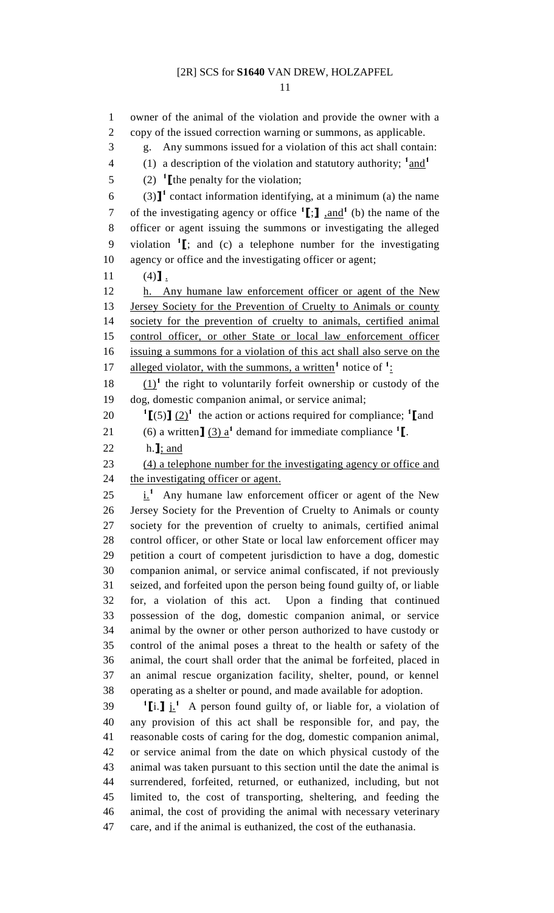owner of the animal of the violation and provide the owner with a copy of the issued correction warning or summons, as applicable.

g. Any summons issued for a violation of this act shall contain:

(1) a description of the violation and statutory authority; [1]and[1]

(2) [1]⟦the penalty for the violation;

(3)⟧[1] contact information identifying, at a minimum (a) the name of the investigating agency or office [1]⟦;⟧ ,and[1] (b) the name of the officer or agent issuing the summons or investigating the alleged violation [1]⟦; and (c) a telephone number for the investigating agency or office and the investigating officer or agent;

(4)⟧ .

h. Any humane law enforcement officer or agent of the New Jersey Society for the Prevention of Cruelty to Animals or county society for the prevention of cruelty to animals, certified animal control officer, or other State or local law enforcement officer issuing a summons for a violation of this act shall also serve on the alleged violator, with the summons, a written[1] notice of [1]:

(1)[1] the right to voluntarily forfeit ownership or custody of the dog, domestic companion animal, or service animal;

[1]⟦(5)⟧ (2)[1] the action or actions required for compliance; [1]⟦and (6) a written⟧ (3) a[1] demand for immediate compliance [1]⟦.

h.⟧; and

(4) a telephone number for the investigating agency or office and the investigating officer or agent.

i.[1] Any humane law enforcement officer or agent of the New Jersey Society for the Prevention of Cruelty to Animals or county society for the prevention of cruelty to animals, certified animal control officer, or other State or local law enforcement officer may petition a court of competent jurisdiction to have a dog, domestic companion animal, or service animal confiscated, if not previously seized, and forfeited upon the person being found guilty of, or liable for, a violation of this act. Upon a finding that continued possession of the dog, domestic companion animal, or service animal by the owner or other person authorized to have custody or control of the animal poses a threat to the health or safety of the animal, the court shall order that the animal be forfeited, placed in an animal rescue organization facility, shelter, pound, or kennel operating as a shelter or pound, and made available for adoption.

[1]⟦i.⟧ j.[1] A person found guilty of, or liable for, a violation of any provision of this act shall be responsible for, and pay, the reasonable costs of caring for the dog, domestic companion animal, or service animal from the date on which physical custody of the animal was taken pursuant to this section until the date the animal is surrendered, forfeited, returned, or euthanized, including, but not limited to, the cost of transporting, sheltering, and feeding the animal, the cost of providing the animal with necessary veterinary care, and if the animal is euthanized, the cost of the euthanasia.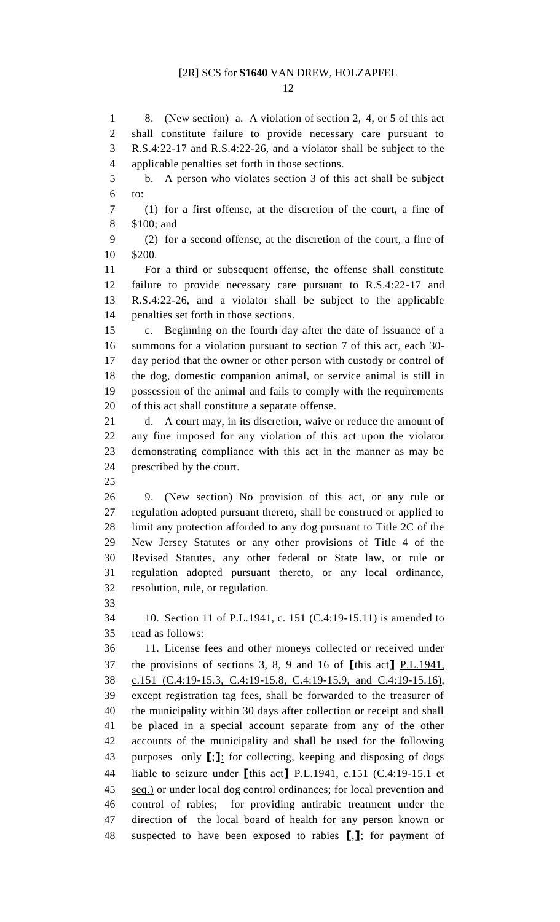8. (New section) a. A violation of section 2, 4, or 5 of this act shall constitute failure to provide necessary care pursuant to R.S.4:22-17 and R.S.4:22-26, and a violator shall be subject to the applicable penalties set forth in those sections.

b. A person who violates section 3 of this act shall be subject to:

(1) for a first offense, at the discretion of the court, a fine of $100; and

(2) for a second offense, at the discretion of the court, a fine of $200.

For a third or subsequent offense, the offense shall constitute failure to provide necessary care pursuant to R.S.4:22-17 and R.S.4:22-26, and a violator shall be subject to the applicable penalties set forth in those sections.

c. Beginning on the fourth day after the date of issuance of a summons for a violation pursuant to section 7 of this act, each 30-day period that the owner or other person with custody or control of the dog, domestic companion animal, or service animal is still in possession of the animal and fails to comply with the requirements of this act shall constitute a separate offense.

d. A court may, in its discretion, waive or reduce the amount of any fine imposed for any violation of this act upon the violator demonstrating compliance with this act in the manner as may be prescribed by the court.

9. (New section) No provision of this act, or any rule or regulation adopted pursuant thereto, shall be construed or applied to limit any protection afforded to any dog pursuant to Title 2C of the New Jersey Statutes or any other provisions of Title 4 of the Revised Statutes, any other federal or State law, or rule or regulation adopted pursuant thereto, or any local ordinance, resolution, rule, or regulation.

10. Section 11 of P.L.1941, c. 151 (C.4:19-15.11) is amended to read as follows:

11. License fees and other moneys collected or received under the provisions of sections 3, 8, 9 and 16 of **[**this act**]** <u>P.L.1941, c.151 (C.4:19-15.3, C.4:19-15.8, C.4:19-15.9, and C.4:19-15.16)</u>, except registration tag fees, shall be forwarded to the treasurer of the municipality within 30 days after collection or receipt and shall be placed in a special account separate from any of the other accounts of the municipality and shall be used for the following purposes only **[**;**]**<u>:</u> for collecting, keeping and disposing of dogs liable to seizure under **[**this act**]** <u>P.L.1941, c.151 (C.4:19-15.1 et seq.)</u> or under local dog control ordinances; for local prevention and control of rabies; for providing antirabic treatment under the direction of the local board of health for any person known or suspected to have been exposed to rabies **[**,**]**<u>;</u> for payment of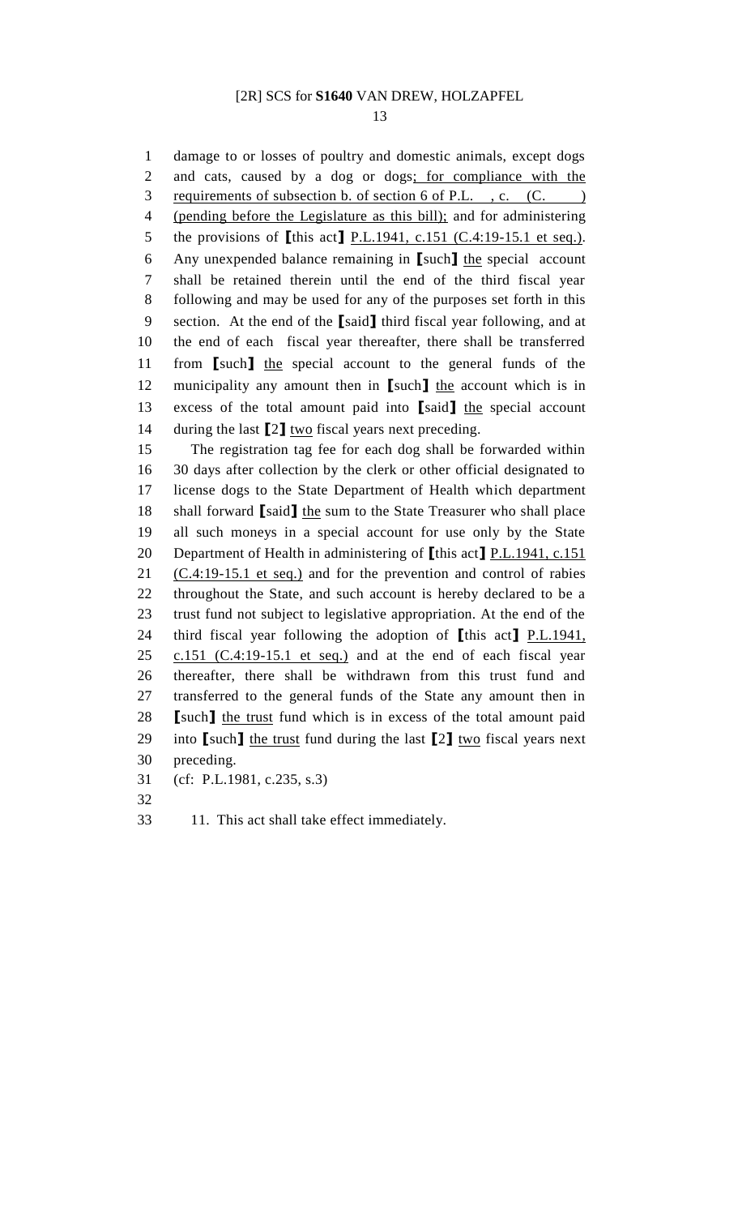damage to or losses of poultry and domestic animals, except dogs and cats, caused by a dog or dogs; for compliance with the requirements of subsection b. of section 6 of P.L. , c. (C. ) (pending before the Legislature as this bill); and for administering the provisions of ⟦this act⟧ P.L.1941, c.151 (C.4:19-15.1 et seq.). Any unexpended balance remaining in ⟦such⟧ the special account shall be retained therein until the end of the third fiscal year following and may be used for any of the purposes set forth in this section. At the end of the ⟦said⟧ third fiscal year following, and at the end of each fiscal year thereafter, there shall be transferred from ⟦such⟧ the special account to the general funds of the municipality any amount then in ⟦such⟧ the account which is in excess of the total amount paid into ⟦said⟧ the special account during the last ⟦2⟧ two fiscal years next preceding.

The registration tag fee for each dog shall be forwarded within 30 days after collection by the clerk or other official designated to license dogs to the State Department of Health which department shall forward ⟦said⟧ the sum to the State Treasurer who shall place all such moneys in a special account for use only by the State Department of Health in administering of ⟦this act⟧ P.L.1941, c.151 (C.4:19-15.1 et seq.) and for the prevention and control of rabies throughout the State, and such account is hereby declared to be a trust fund not subject to legislative appropriation. At the end of the third fiscal year following the adoption of ⟦this act⟧ P.L.1941, c.151 (C.4:19-15.1 et seq.) and at the end of each fiscal year thereafter, there shall be withdrawn from this trust fund and transferred to the general funds of the State any amount then in ⟦such⟧ the trust fund which is in excess of the total amount paid into ⟦such⟧ the trust fund during the last ⟦2⟧ two fiscal years next preceding.

(cf: P.L.1981, c.235, s.3)

11. This act shall take effect immediately.